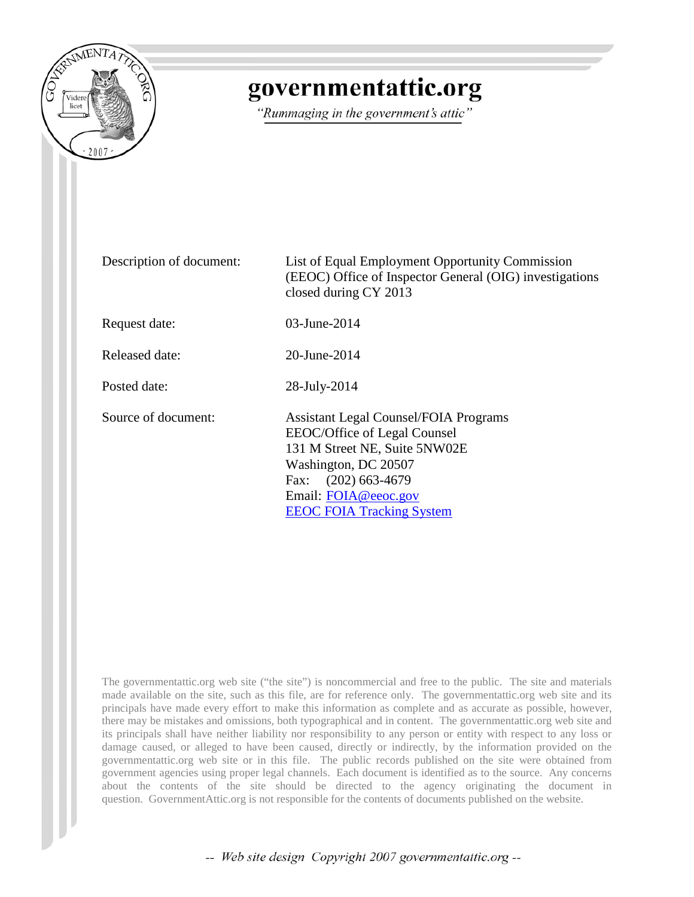# governmentattic.org

*"Rummaging in the government's attic"*

| | |
|---|---|
| Description of document: | List of Equal Employment Opportunity Commission (EEOC) Office of Inspector General (OIG) investigations closed during CY 2013 |
| Request date: | 03-June-2014 |
| Released date: | 20-June-2014 |
| Posted date: | 28-July-2014 |
| Source of document: | Assistant Legal Counsel/FOIA Programs<br>EEOC/Office of Legal Counsel<br>131 M Street NE, Suite 5NW02E<br>Washington, DC 20507<br>Fax: (202) 663-4679<br>Email: [FOIA@eeoc.gov](mailto:FOIA@eeoc.gov)<br>[EEOC FOIA Tracking System](#) |

The governmentattic.org web site ("the site") is noncommercial and free to the public. The site and materials made available on the site, such as this file, are for reference only. The governmentattic.org web site and its principals have made every effort to make this information as complete and as accurate as possible, however, there may be mistakes and omissions, both typographical and in content. The governmentattic.org web site and its principals shall have neither liability nor responsibility to any person or entity with respect to any loss or damage caused, or alleged to have been caused, directly or indirectly, by the information provided on the governmentattic.org web site or in this file. The public records published on the site were obtained from government agencies using proper legal channels. Each document is identified as to the source. Any concerns about the contents of the site should be directed to the agency originating the document in question. GovernmentAttic.org is not responsible for the contents of documents published on the website.

*-- Web site design Copyright 2007 governmentattic.org --*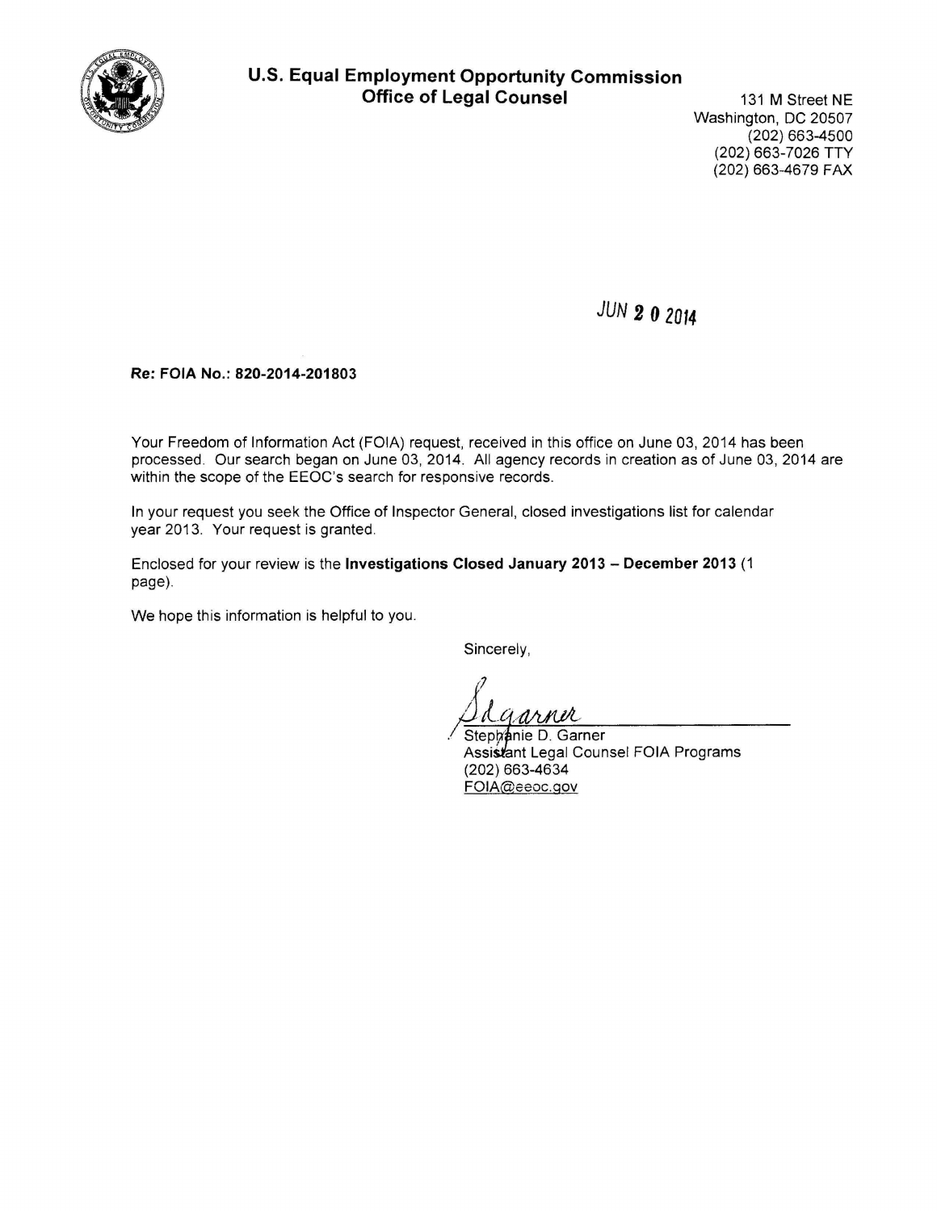# U.S. Equal Employment Opportunity Commission
## Office of Legal Counsel

131 M Street NE
Washington, DC 20507
(202) 663-4500
(202) 663-7026 TTY
(202) 663-4679 FAX

JUN 20 2014

**Re: FOIA No.: 820-2014-201803**

Your Freedom of Information Act (FOIA) request, received in this office on June 03, 2014 has been processed. Our search began on June 03, 2014. All agency records in creation as of June 03, 2014 are within the scope of the EEOC's search for responsive records.

In your request you seek the Office of Inspector General, closed investigations list for calendar year 2013. Your request is granted.

Enclosed for your review is the **Investigations Closed January 2013 – December 2013** (1 page).

We hope this information is helpful to you.

Sincerely,

Sdgarner

Stephanie D. Garner
Assistant Legal Counsel FOIA Programs
(202) 663-4634
FOIA@eeoc.gov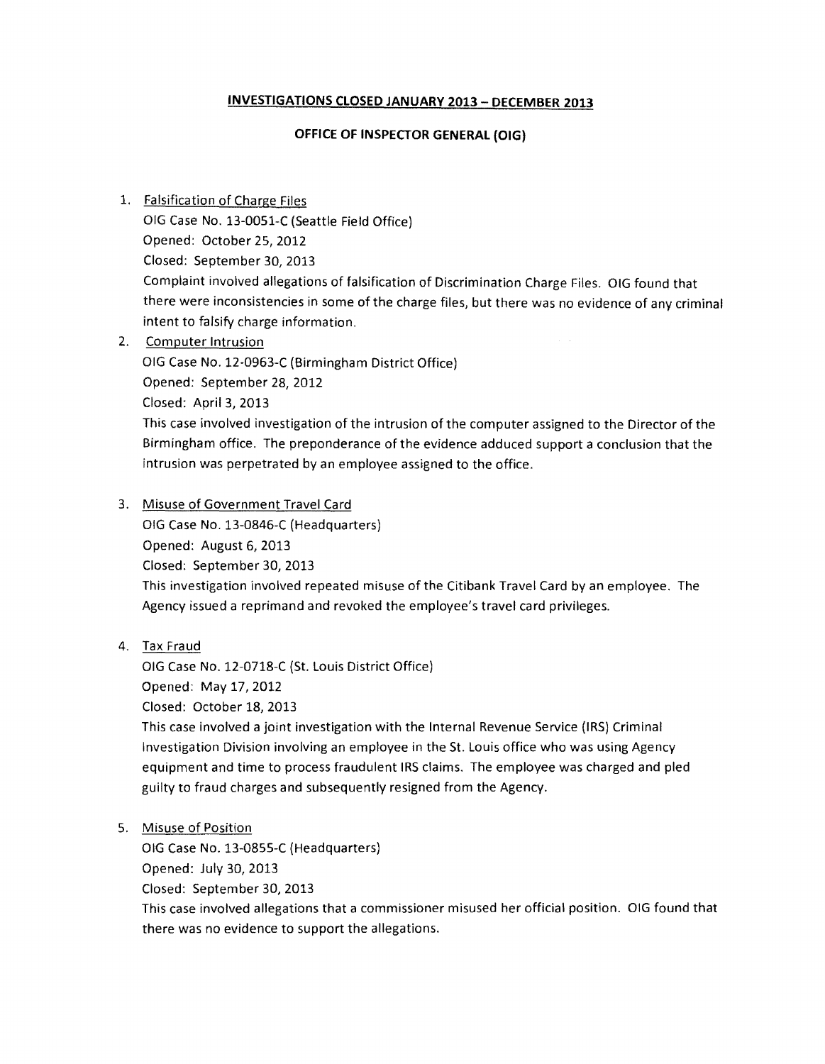## INVESTIGATIONS CLOSED JANUARY 2013 – DECEMBER 2013

### OFFICE OF INSPECTOR GENERAL (OIG)

1. Falsification of Charge Files
   OIG Case No. 13-0051-C (Seattle Field Office)
   Opened: October 25, 2012
   Closed: September 30, 2013
   Complaint involved allegations of falsification of Discrimination Charge Files. OIG found that there were inconsistencies in some of the charge files, but there was no evidence of any criminal intent to falsify charge information.

2. Computer Intrusion
   OIG Case No. 12-0963-C (Birmingham District Office)
   Opened: September 28, 2012
   Closed: April 3, 2013
   This case involved investigation of the intrusion of the computer assigned to the Director of the Birmingham office. The preponderance of the evidence adduced support a conclusion that the intrusion was perpetrated by an employee assigned to the office.

3. Misuse of Government Travel Card
   OIG Case No. 13-0846-C (Headquarters)
   Opened: August 6, 2013
   Closed: September 30, 2013
   This investigation involved repeated misuse of the Citibank Travel Card by an employee. The Agency issued a reprimand and revoked the employee's travel card privileges.

4. Tax Fraud
   OIG Case No. 12-0718-C (St. Louis District Office)
   Opened: May 17, 2012
   Closed: October 18, 2013
   This case involved a joint investigation with the Internal Revenue Service (IRS) Criminal Investigation Division involving an employee in the St. Louis office who was using Agency equipment and time to process fraudulent IRS claims. The employee was charged and pled guilty to fraud charges and subsequently resigned from the Agency.

5. Misuse of Position
   OIG Case No. 13-0855-C (Headquarters)
   Opened: July 30, 2013
   Closed: September 30, 2013
   This case involved allegations that a commissioner misused her official position. OIG found that there was no evidence to support the allegations.